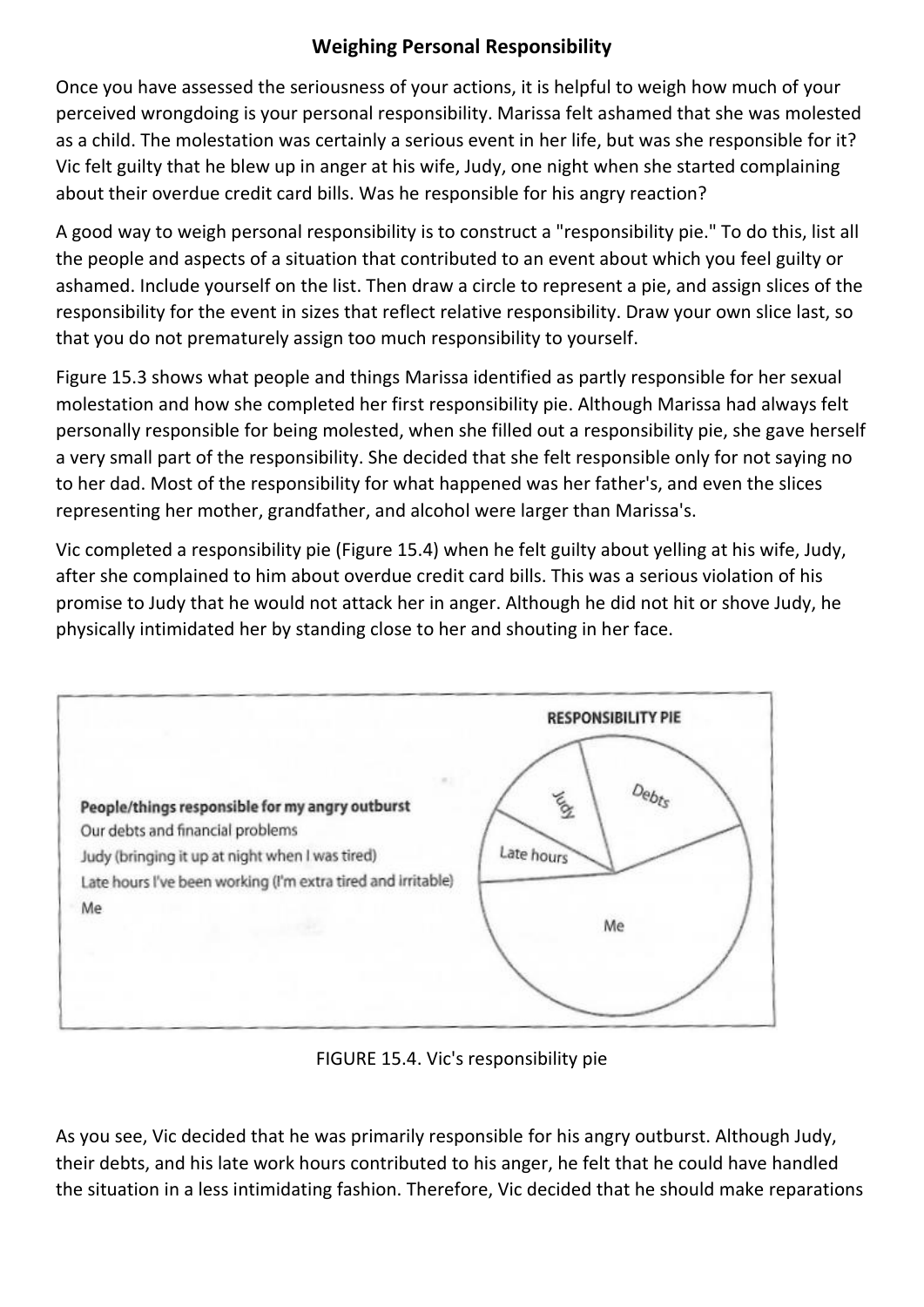## Weighing Personal Responsibility

Once you have assessed the seriousness of your actions, it is helpful to weigh how much of your perceived wrongdoing is your personal responsibility. Marissa felt ashamed that she was molested as a child. The molestation was certainly a serious event in her life, but was she responsible for it? Vic felt guilty that he blew up in anger at his wife, Judy, one night when she started complaining about their overdue credit card bills. Was he responsible for his angry reaction?

A good way to weigh personal responsibility is to construct a "responsibility pie." To do this, list all the people and aspects of a situation that contributed to an event about which you feel guilty or ashamed. Include yourself on the list. Then draw a circle to represent a pie, and assign slices of the responsibility for the event in sizes that reflect relative responsibility. Draw your own slice last, so that you do not prematurely assign too much responsibility to yourself.

Figure 15.3 shows what people and things Marissa identified as partly responsible for her sexual molestation and how she completed her first responsibility pie. Although Marissa had always felt personally responsible for being molested, when she filled out a responsibility pie, she gave herself a very small part of the responsibility. She decided that she felt responsible only for not saying no to her dad. Most of the responsibility for what happened was her father's, and even the slices representing her mother, grandfather, and alcohol were larger than Marissa's.

Vic completed a responsibility pie (Figure 15.4) when he felt guilty about yelling at his wife, Judy, after she complained to him about overdue credit card bills. This was a serious violation of his promise to Judy that he would not attack her in anger. Although he did not hit or shove Judy, he physically intimidated her by standing close to her and shouting in her face.

**People/things responsible for my angry outburst**

Our debts and financial problems

Judy (bringing it up at night when I was tired)

Late hours I've been working (I'm extra tired and irritable)

Me

RESPONSIBILITY PIE

Judy

Debts

Late hours

Me

FIGURE 15.4. Vic's responsibility pie

As you see, Vic decided that he was primarily responsible for his angry outburst. Although Judy, their debts, and his late work hours contributed to his anger, he felt that he could have handled the situation in a less intimidating fashion. Therefore, Vic decided that he should make reparations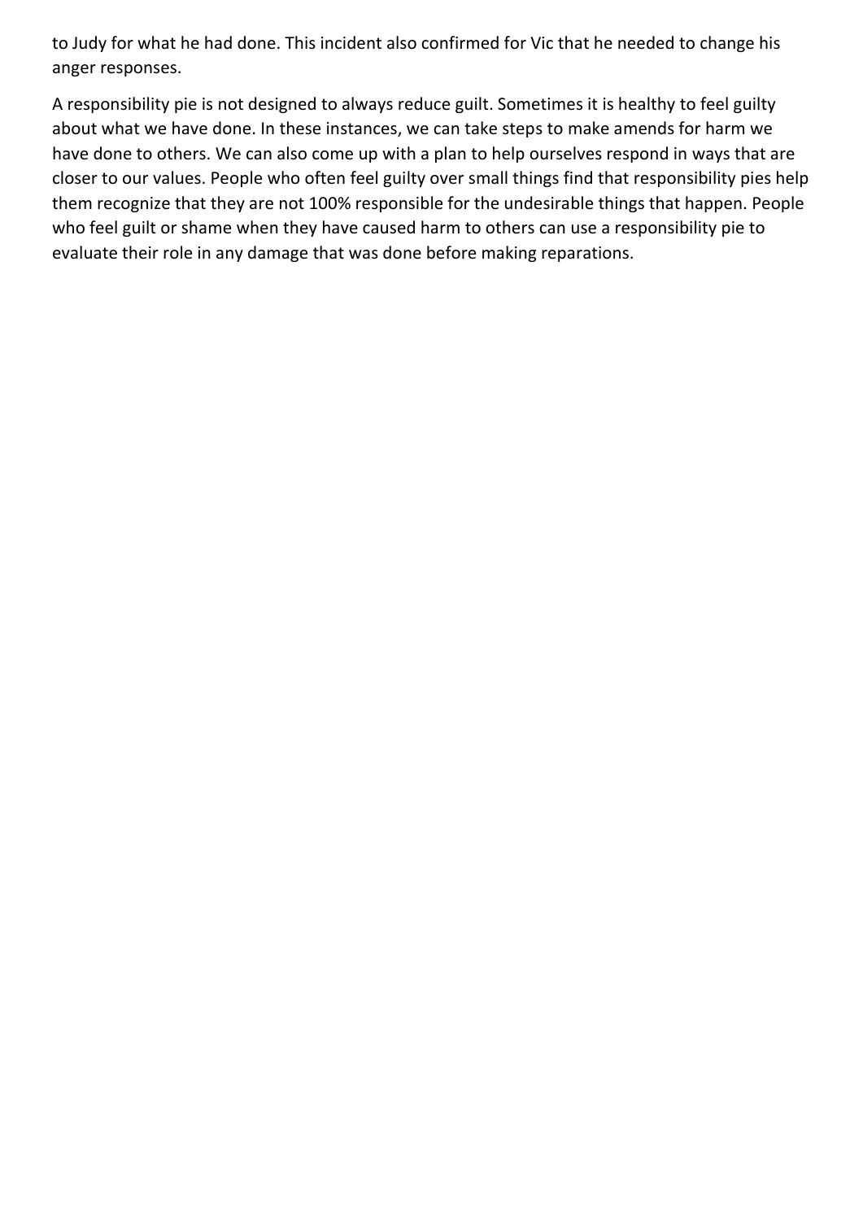to Judy for what he had done. This incident also confirmed for Vic that he needed to change his anger responses.

A responsibility pie is not designed to always reduce guilt. Sometimes it is healthy to feel guilty about what we have done. In these instances, we can take steps to make amends for harm we have done to others. We can also come up with a plan to help ourselves respond in ways that are closer to our values. People who often feel guilty over small things find that responsibility pies help them recognize that they are not 100% responsible for the undesirable things that happen. People who feel guilt or shame when they have caused harm to others can use a responsibility pie to evaluate their role in any damage that was done before making reparations.